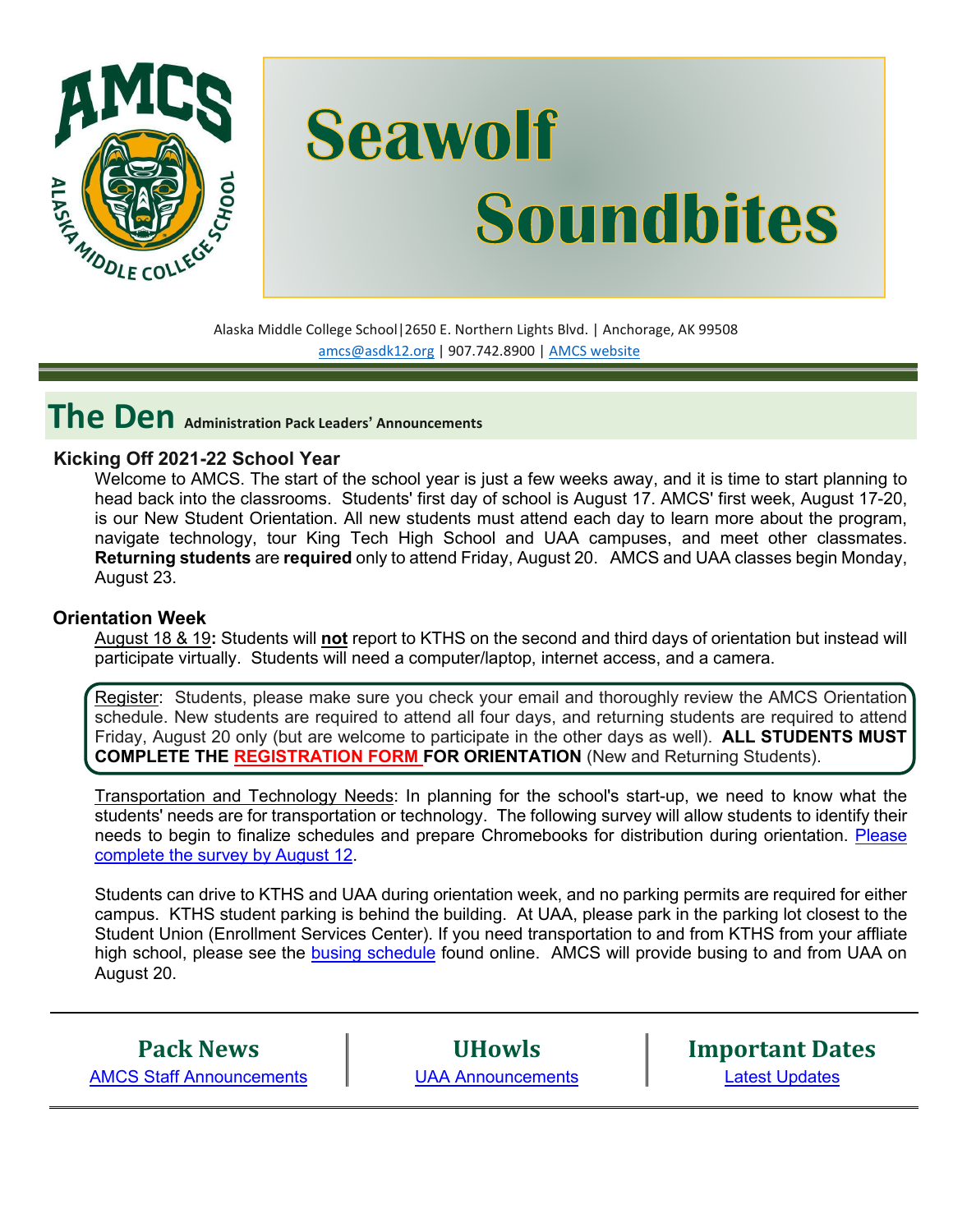# Seawolf Soundbites

Alaska Middle College School|2650 E. Northern Lights Blvd. | Anchorage, AK 99508
amcs@asdk12.org | 907.742.8900 | AMCS website

## The Den Administration Pack Leaders' Announcements

### Kicking Off 2021-22 School Year

Welcome to AMCS. The start of the school year is just a few weeks away, and it is time to start planning to head back into the classrooms. Students' first day of school is August 17. AMCS' first week, August 17-20, is our New Student Orientation. All new students must attend each day to learn more about the program, navigate technology, tour King Tech High School and UAA campuses, and meet other classmates. **Returning students** are **required** only to attend Friday, August 20. AMCS and UAA classes begin Monday, August 23.

### Orientation Week

August 18 & 19**:** Students will **not** report to KTHS on the second and third days of orientation but instead will participate virtually. Students will need a computer/laptop, internet access, and a camera.

Register: Students, please make sure you check your email and thoroughly review the AMCS Orientation schedule. New students are required to attend all four days, and returning students are required to attend Friday, August 20 only (but are welcome to participate in the other days as well). **ALL STUDENTS MUST COMPLETE THE REGISTRATION FORM FOR ORIENTATION** (New and Returning Students).

Transportation and Technology Needs: In planning for the school's start-up, we need to know what the students' needs are for transportation or technology. The following survey will allow students to identify their needs to begin to finalize schedules and prepare Chromebooks for distribution during orientation. Please complete the survey by August 12.

Students can drive to KTHS and UAA during orientation week, and no parking permits are required for either campus. KTHS student parking is behind the building. At UAA, please park in the parking lot closest to the Student Union (Enrollment Services Center). If you need transportation to and from KTHS from your affliate high school, please see the busing schedule found online. AMCS will provide busing to and from UAA on August 20.

| Pack News | UHowls | Important Dates |
|---|---|---|
| AMCS Staff Announcements | UAA Announcements | Latest Updates |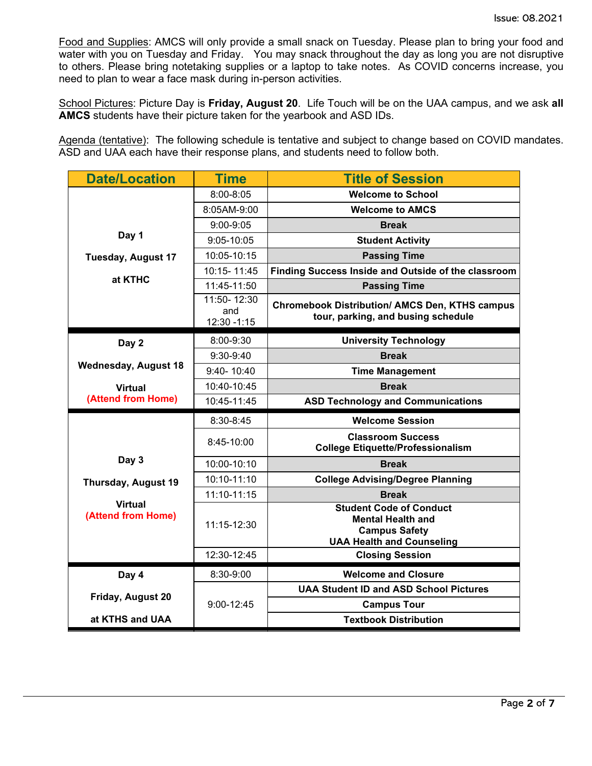<u>Food and Supplies</u>: AMCS will only provide a small snack on Tuesday. Please plan to bring your food and water with you on Tuesday and Friday. You may snack throughout the day as long you are not disruptive to others. Please bring notetaking supplies or a laptop to take notes. As COVID concerns increase, you need to plan to wear a face mask during in-person activities.

<u>School Pictures</u>: Picture Day is **Friday, August 20**. Life Touch will be on the UAA campus, and we ask **all AMCS** students have their picture taken for the yearbook and ASD IDs.

<u>Agenda (tentative)</u>: The following schedule is tentative and subject to change based on COVID mandates. ASD and UAA each have their response plans, and students need to follow both.

| Date/Location | Time | Title of Session |
|---|---|---|
| **Day 1** **Tuesday, August 17** **at KTHC** | 8:00-8:05 | **Welcome to School** |
| | 8:05AM-9:00 | **Welcome to AMCS** |
| | 9:00-9:05 | **Break** |
| | 9:05-10:05 | **Student Activity** |
| | 10:05-10:15 | **Passing Time** |
| | 10:15- 11:45 | **Finding Success Inside and Outside of the classroom** |
| | 11:45-11:50 | **Passing Time** |
| | 11:50- 12:30 and 12:30 -1:15 | **Chromebook Distribution/ AMCS Den, KTHS campus tour, parking, and busing schedule** |
| **Day 2** **Wednesday, August 18** **Virtual** **(Attend from Home)** | 8:00-9:30 | **University Technology** |
| | 9:30-9:40 | **Break** |
| | 9:40- 10:40 | **Time Management** |
| | 10:40-10:45 | **Break** |
| | 10:45-11:45 | **ASD Technology and Communications** |
| **Day 3** **Thursday, August 19** **Virtual** **(Attend from Home)** | 8:30-8:45 | **Welcome Session** |
| | 8:45-10:00 | **Classroom Success** **College Etiquette/Professionalism** |
| | 10:00-10:10 | **Break** |
| | 10:10-11:10 | **College Advising/Degree Planning** |
| | 11:10-11:15 | **Break** |
| | 11:15-12:30 | **Student Code of Conduct** **Mental Health and** **Campus Safety** **UAA Health and Counseling** |
| | 12:30-12:45 | **Closing Session** |
| **Day 4** **Friday, August 20** **at KTHS and UAA** | 8:30-9:00 | **Welcome and Closure** |
| | 9:00-12:45 | **UAA Student ID and ASD School Pictures** |
| | | **Campus Tour** |
| | | **Textbook Distribution** |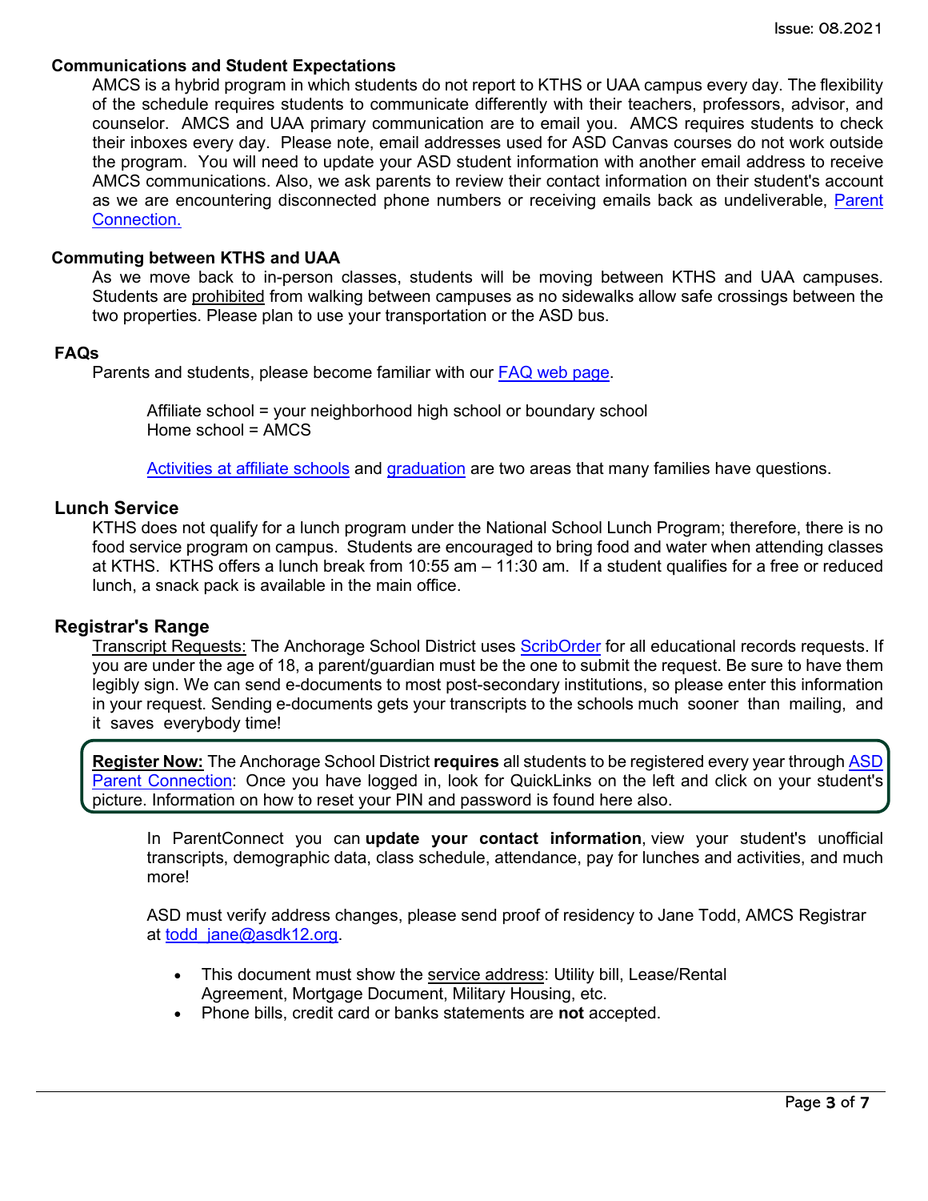## Communications and Student Expectations

AMCS is a hybrid program in which students do not report to KTHS or UAA campus every day. The flexibility of the schedule requires students to communicate differently with their teachers, professors, advisor, and counselor. AMCS and UAA primary communication are to email you. AMCS requires students to check their inboxes every day. Please note, email addresses used for ASD Canvas courses do not work outside the program. You will need to update your ASD student information with another email address to receive AMCS communications. Also, we ask parents to review their contact information on their student's account as we are encountering disconnected phone numbers or receiving emails back as undeliverable, Parent Connection.

## Commuting between KTHS and UAA

As we move back to in-person classes, students will be moving between KTHS and UAA campuses. Students are prohibited from walking between campuses as no sidewalks allow safe crossings between the two properties. Please plan to use your transportation or the ASD bus.

## FAQs

Parents and students, please become familiar with our FAQ web page.

Affiliate school = your neighborhood high school or boundary school
Home school = AMCS

Activities at affiliate schools and graduation are two areas that many families have questions.

## Lunch Service

KTHS does not qualify for a lunch program under the National School Lunch Program; therefore, there is no food service program on campus. Students are encouraged to bring food and water when attending classes at KTHS. KTHS offers a lunch break from 10:55 am – 11:30 am. If a student qualifies for a free or reduced lunch, a snack pack is available in the main office.

## Registrar's Range

Transcript Requests: The Anchorage School District uses ScribOrder for all educational records requests. If you are under the age of 18, a parent/guardian must be the one to submit the request. Be sure to have them legibly sign. We can send e-documents to most post-secondary institutions, so please enter this information in your request. Sending e-documents gets your transcripts to the schools much sooner than mailing, and it saves everybody time!

**Register Now:** The Anchorage School District **requires** all students to be registered every year through ASD Parent Connection: Once you have logged in, look for QuickLinks on the left and click on your student's picture. Information on how to reset your PIN and password is found here also.

In ParentConnect you can **update your contact information**, view your student's unofficial transcripts, demographic data, class schedule, attendance, pay for lunches and activities, and much more!

ASD must verify address changes, please send proof of residency to Jane Todd, AMCS Registrar at todd_jane@asdk12.org.

- This document must show the service address: Utility bill, Lease/Rental Agreement, Mortgage Document, Military Housing, etc.
- Phone bills, credit card or banks statements are **not** accepted.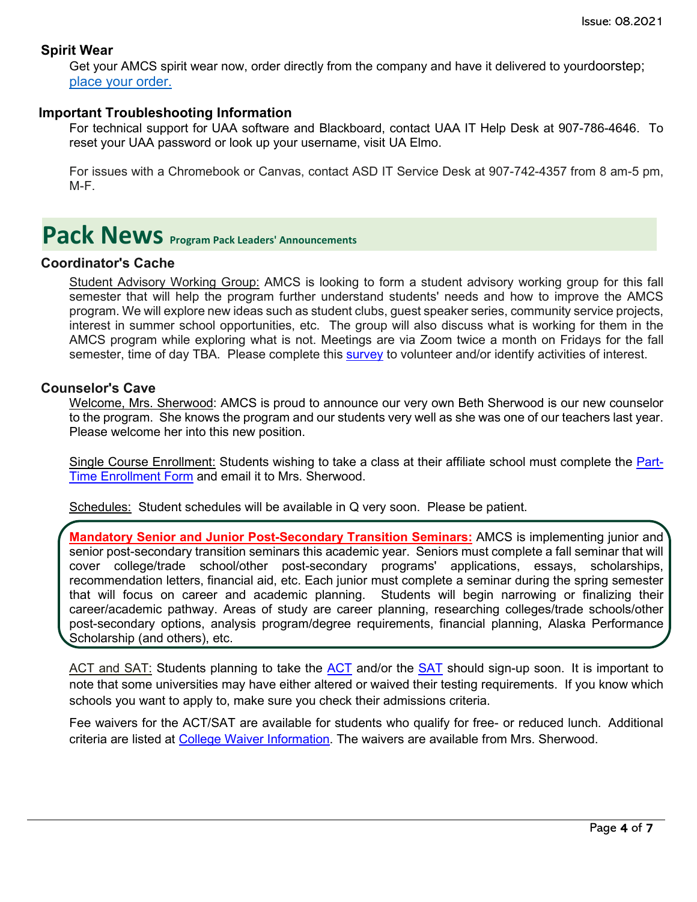### Spirit Wear

Get your AMCS spirit wear now, order directly from the company and have it delivered to your doorstep; place your order.

### Important Troubleshooting Information

For technical support for UAA software and Blackboard, contact UAA IT Help Desk at 907-786-4646. To reset your UAA password or look up your username, visit UA Elmo.

For issues with a Chromebook or Canvas, contact ASD IT Service Desk at 907-742-4357 from 8 am-5 pm, M-F.

# Pack News Program Pack Leaders' Announcements

### Coordinator's Cache

Student Advisory Working Group: AMCS is looking to form a student advisory working group for this fall semester that will help the program further understand students' needs and how to improve the AMCS program. We will explore new ideas such as student clubs, guest speaker series, community service projects, interest in summer school opportunities, etc. The group will also discuss what is working for them in the AMCS program while exploring what is not. Meetings are via Zoom twice a month on Fridays for the fall semester, time of day TBA. Please complete this survey to volunteer and/or identify activities of interest.

### Counselor's Cave

Welcome, Mrs. Sherwood: AMCS is proud to announce our very own Beth Sherwood is our new counselor to the program. She knows the program and our students very well as she was one of our teachers last year. Please welcome her into this new position.

Single Course Enrollment: Students wishing to take a class at their affiliate school must complete the Part-Time Enrollment Form and email it to Mrs. Sherwood.

Schedules: Student schedules will be available in Q very soon. Please be patient.

**Mandatory Senior and Junior Post-Secondary Transition Seminars:** AMCS is implementing junior and senior post-secondary transition seminars this academic year. Seniors must complete a fall seminar that will cover college/trade school/other post-secondary programs' applications, essays, scholarships, recommendation letters, financial aid, etc. Each junior must complete a seminar during the spring semester that will focus on career and academic planning. Students will begin narrowing or finalizing their career/academic pathway. Areas of study are career planning, researching colleges/trade schools/other post-secondary options, analysis program/degree requirements, financial planning, Alaska Performance Scholarship (and others), etc.

ACT and SAT: Students planning to take the ACT and/or the SAT should sign-up soon. It is important to note that some universities may have either altered or waived their testing requirements. If you know which schools you want to apply to, make sure you check their admissions criteria.

Fee waivers for the ACT/SAT are available for students who qualify for free- or reduced lunch. Additional criteria are listed at College Waiver Information. The waivers are available from Mrs. Sherwood.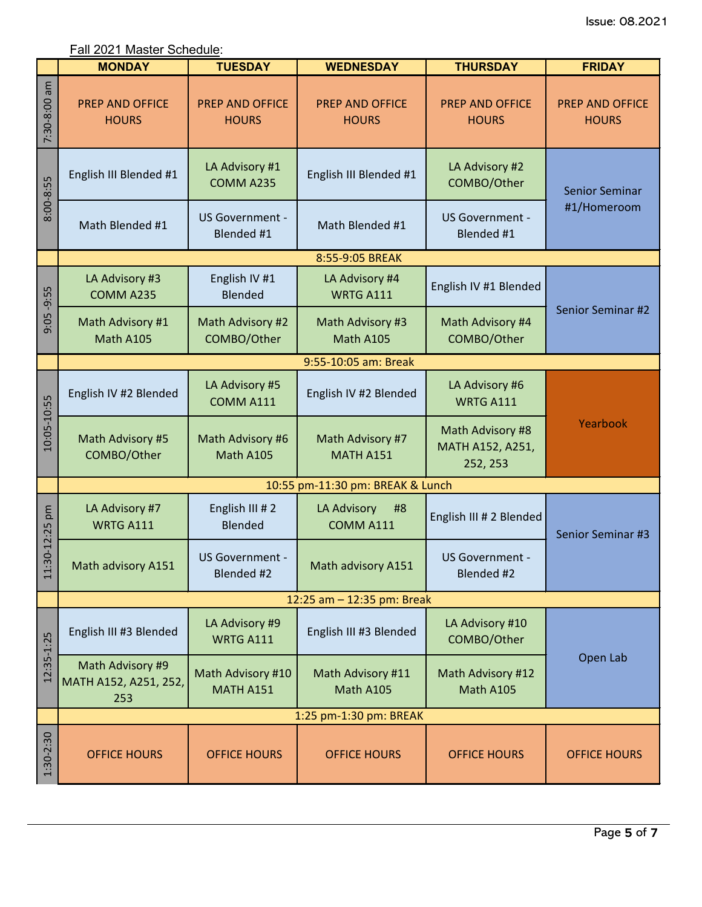Issue: 08.2021

Fall 2021 Master Schedule:

| | MONDAY | TUESDAY | WEDNESDAY | THURSDAY | FRIDAY |
|---|---|---|---|---|---|
| 7:30-8:00 am | PREP AND OFFICE HOURS | PREP AND OFFICE HOURS | PREP AND OFFICE HOURS | PREP AND OFFICE HOURS | PREP AND OFFICE HOURS |
| 8:00-8:55 | English III Blended #1 | LA Advisory #1 COMM A235 | English III Blended #1 | LA Advisory #2 COMBO/Other | Senior Seminar #1/Homeroom |
| | Math Blended #1 | US Government - Blended #1 | Math Blended #1 | US Government - Blended #1 | |
| | 8:55-9:05 BREAK | | | | |
| 9:05 -9:55 | LA Advisory #3 COMM A235 | English IV #1 Blended | LA Advisory #4 WRTG A111 | English IV #1 Blended | Senior Seminar #2 |
| | Math Advisory #1 Math A105 | Math Advisory #2 COMBO/Other | Math Advisory #3 Math A105 | Math Advisory #4 COMBO/Other | |
| | 9:55-10:05 am: Break | | | | |
| 10:05-10:55 | English IV #2 Blended | LA Advisory #5 COMM A111 | English IV #2 Blended | LA Advisory #6 WRTG A111 | Yearbook |
| | Math Advisory #5 COMBO/Other | Math Advisory #6 Math A105 | Math Advisory #7 MATH A151 | Math Advisory #8 MATH A152, A251, 252, 253 | |
| | 10:55 pm-11:30 pm: BREAK & Lunch | | | | |
| 11:30-12:25 pm | LA Advisory #7 WRTG A111 | English III # 2 Blended | LA Advisory #8 COMM A111 | English III # 2 Blended | Senior Seminar #3 |
| | Math advisory A151 | US Government - Blended #2 | Math advisory A151 | US Government - Blended #2 | |
| | 12:25 am – 12:35 pm: Break | | | | |
| 12:35-1:25 | English III #3 Blended | LA Advisory #9 WRTG A111 | English III #3 Blended | LA Advisory #10 COMBO/Other | Open Lab |
| | Math Advisory #9 MATH A152, A251, 252, 253 | Math Advisory #10 MATH A151 | Math Advisory #11 Math A105 | Math Advisory #12 Math A105 | |
| | 1:25 pm-1:30 pm: BREAK | | | | |
| 1:30-2:30 | OFFICE HOURS | OFFICE HOURS | OFFICE HOURS | OFFICE HOURS | OFFICE HOURS |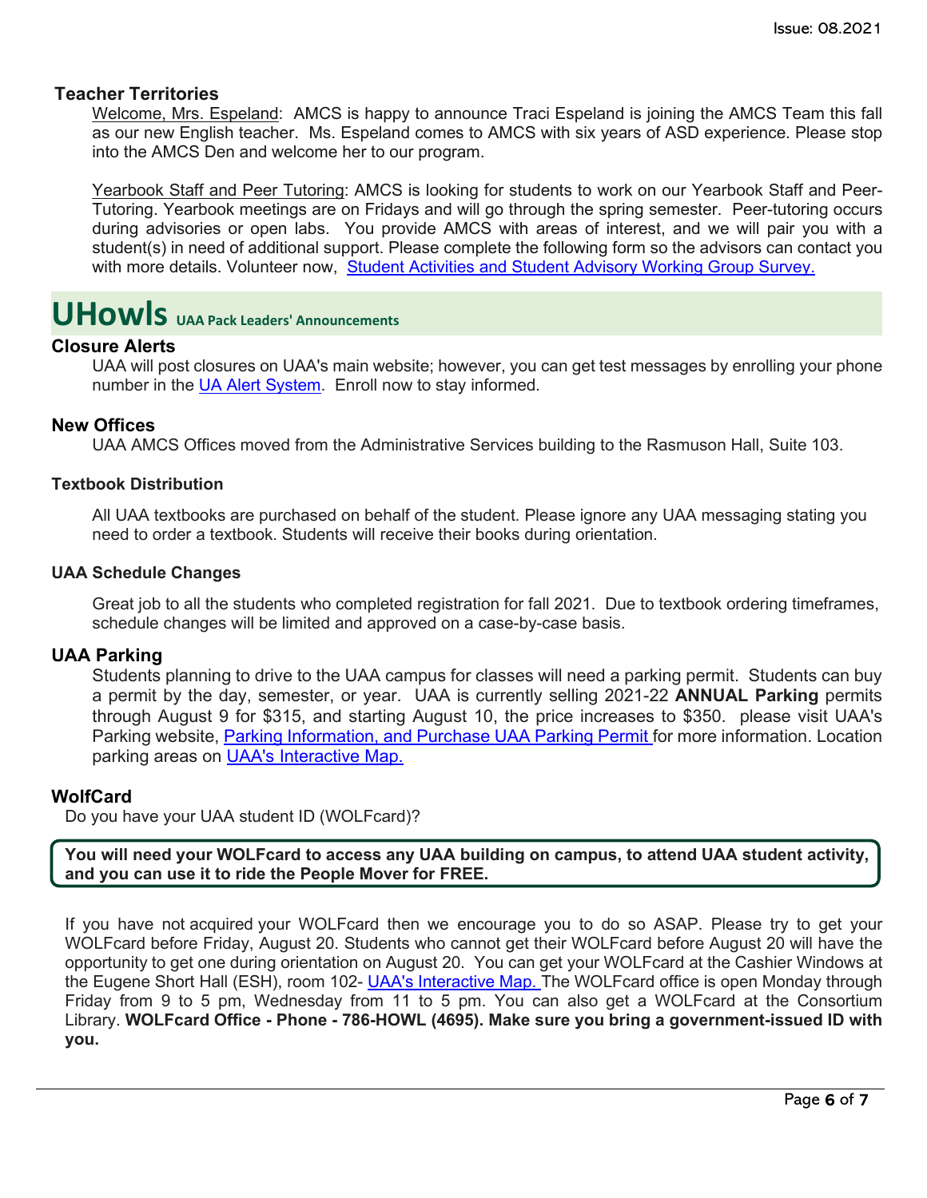## Teacher Territories

Welcome, Mrs. Espeland: AMCS is happy to announce Traci Espeland is joining the AMCS Team this fall as our new English teacher. Ms. Espeland comes to AMCS with six years of ASD experience. Please stop into the AMCS Den and welcome her to our program.

Yearbook Staff and Peer Tutoring: AMCS is looking for students to work on our Yearbook Staff and Peer-Tutoring. Yearbook meetings are on Fridays and will go through the spring semester. Peer-tutoring occurs during advisories or open labs. You provide AMCS with areas of interest, and we will pair you with a student(s) in need of additional support. Please complete the following form so the advisors can contact you with more details. Volunteer now, Student Activities and Student Advisory Working Group Survey.

# UHowls UAA Pack Leaders' Announcements

## Closure Alerts

UAA will post closures on UAA's main website; however, you can get test messages by enrolling your phone number in the UA Alert System. Enroll now to stay informed.

## New Offices

UAA AMCS Offices moved from the Administrative Services building to the Rasmuson Hall, Suite 103.

### Textbook Distribution

All UAA textbooks are purchased on behalf of the student. Please ignore any UAA messaging stating you need to order a textbook. Students will receive their books during orientation.

### UAA Schedule Changes

Great job to all the students who completed registration for fall 2021. Due to textbook ordering timeframes, schedule changes will be limited and approved on a case-by-case basis.

## UAA Parking

Students planning to drive to the UAA campus for classes will need a parking permit. Students can buy a permit by the day, semester, or year. UAA is currently selling 2021-22 **ANNUAL Parking** permits through August 9 for $315, and starting August 10, the price increases to $350. please visit UAA's Parking website, Parking Information, and Purchase UAA Parking Permit for more information. Location parking areas on UAA's Interactive Map.

## WolfCard

Do you have your UAA student ID (WOLFcard)?

**You will need your WOLFcard to access any UAA building on campus, to attend UAA student activity, and you can use it to ride the People Mover for FREE.**

If you have not acquired your WOLFcard then we encourage you to do so ASAP. Please try to get your WOLFcard before Friday, August 20. Students who cannot get their WOLFcard before August 20 will have the opportunity to get one during orientation on August 20. You can get your WOLFcard at the Cashier Windows at the Eugene Short Hall (ESH), room 102- UAA's Interactive Map. The WOLFcard office is open Monday through Friday from 9 to 5 pm, Wednesday from 11 to 5 pm. You can also get a WOLFcard at the Consortium Library. **WOLFcard Office - Phone - 786-HOWL (4695). Make sure you bring a government-issued ID with you.**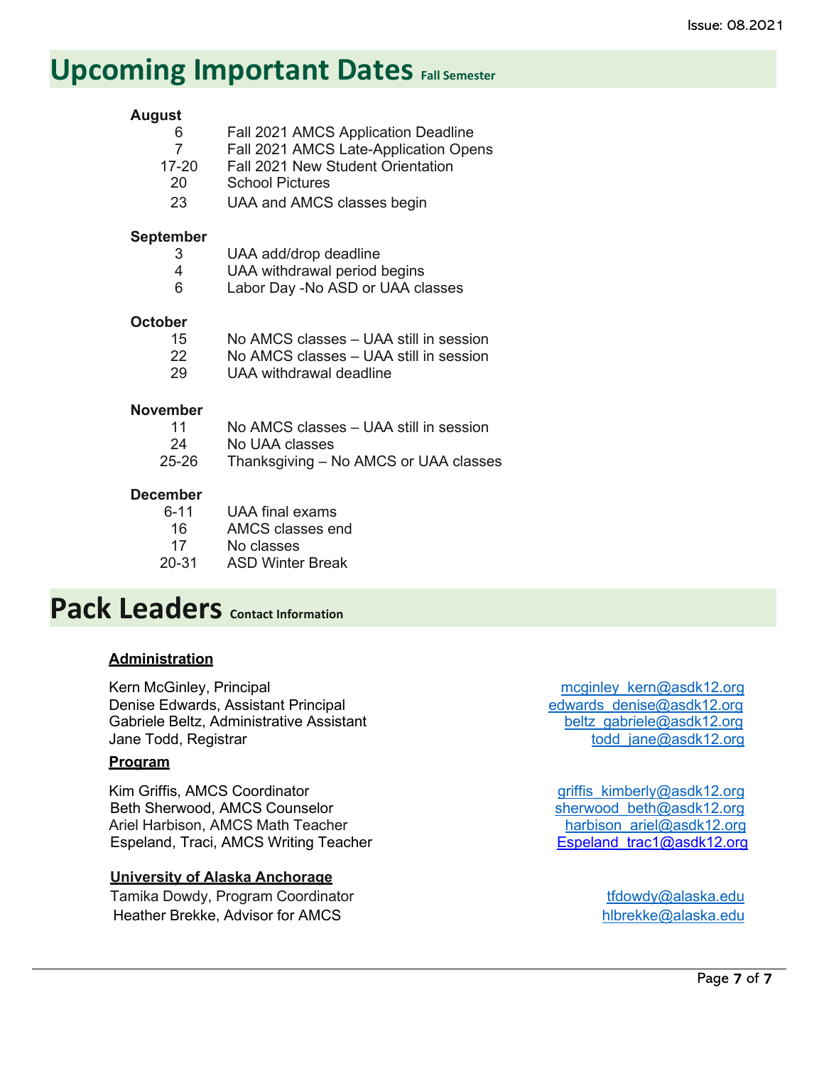# Upcoming Important Dates Fall Semester

**August**

| | |
|---|---|
| 6 | Fall 2021 AMCS Application Deadline |
| 7 | Fall 2021 AMCS Late-Application Opens |
| 17-20 | Fall 2021 New Student Orientation |
| 20 | School Pictures |
| 23 | UAA and AMCS classes begin |

**September**

| | |
|---|---|
| 3 | UAA add/drop deadline |
| 4 | UAA withdrawal period begins |
| 6 | Labor Day -No ASD or UAA classes |

**October**

| | |
|---|---|
| 15 | No AMCS classes – UAA still in session |
| 22 | No AMCS classes – UAA still in session |
| 29 | UAA withdrawal deadline |

**November**

| | |
|---|---|
| 11 | No AMCS classes – UAA still in session |
| 24 | No UAA classes |
| 25-26 | Thanksgiving – No AMCS or UAA classes |

**December**

| | |
|---|---|
| 6-11 | UAA final exams |
| 16 | AMCS classes end |
| 17 | No classes |
| 20-31 | ASD Winter Break |

# Pack Leaders Contact Information

**Administration**

| | |
|---|---|
| Kern McGinley, Principal | mcginley_kern@asdk12.org |
| Denise Edwards, Assistant Principal | edwards_denise@asdk12.org |
| Gabriele Beltz, Administrative Assistant | beltz_gabriele@asdk12.org |
| Jane Todd, Registrar | todd_jane@asdk12.org |

**Program**

| | |
|---|---|
| Kim Griffis, AMCS Coordinator | griffis_kimberly@asdk12.org |
| Beth Sherwood, AMCS Counselor | sherwood_beth@asdk12.org |
| Ariel Harbison, AMCS Math Teacher | harbison_ariel@asdk12.org |
| Espeland, Traci, AMCS Writing Teacher | Espeland_trac1@asdk12.org |

**University of Alaska Anchorage**

| | |
|---|---|
| Tamika Dowdy, Program Coordinator | tfdowdy@alaska.edu |
| Heather Brekke, Advisor for AMCS | hlbrekke@alaska.edu |